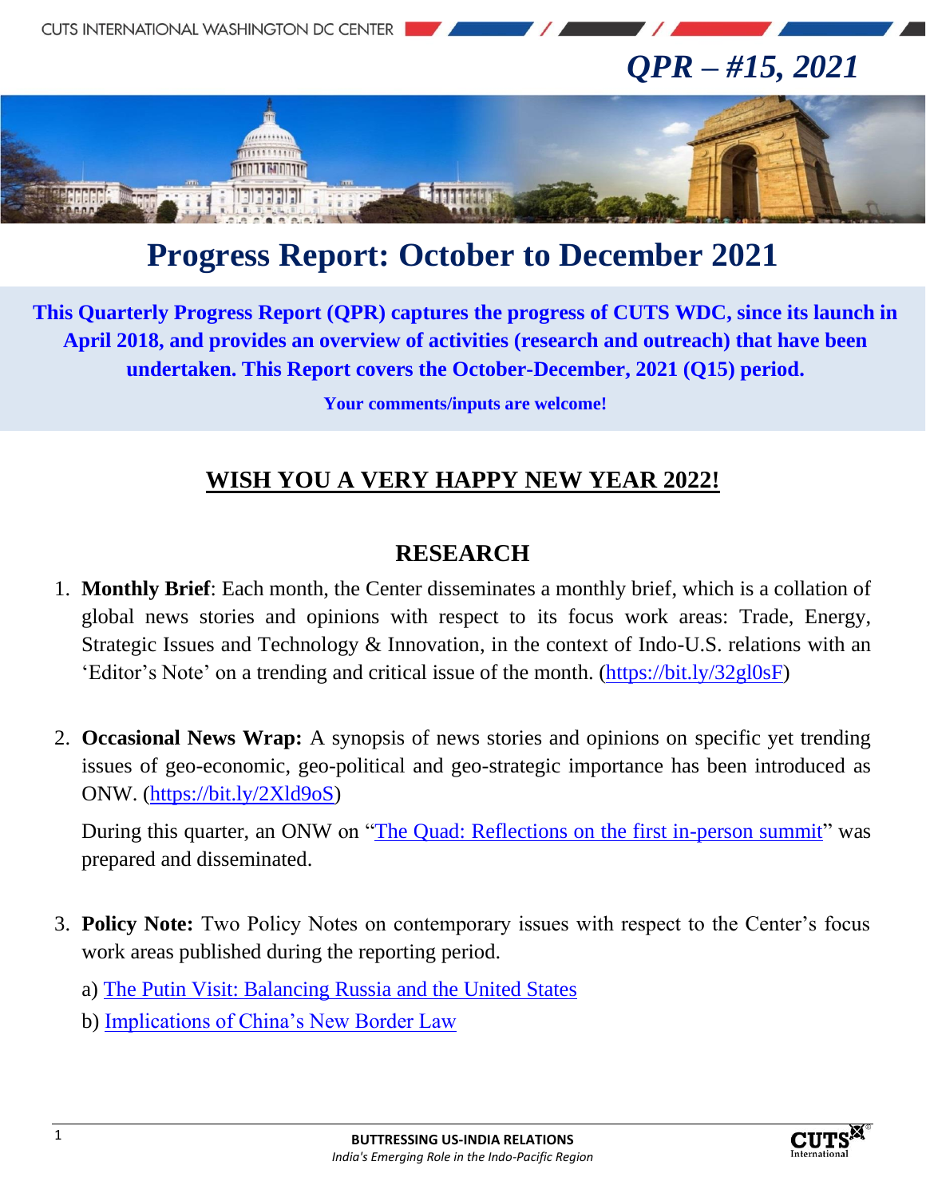# QPR – #15, 2021

# Progress Report: October to December 2021

**This Quarterly Progress Report (QPR) captures the progress of CUTS WDC, since its launch in April 2018, and provides an overview of activities (research and outreach) that have been undertaken. This Report covers the October-December, 2021 (Q15) period.**

**Your comments/inputs are welcome!**

## WISH YOU A VERY HAPPY NEW YEAR 2022!

## RESEARCH

1. **Monthly Brief**: Each month, the Center disseminates a monthly brief, which is a collation of global news stories and opinions with respect to its focus work areas: Trade, Energy, Strategic Issues and Technology & Innovation, in the context of Indo-U.S. relations with an 'Editor's Note' on a trending and critical issue of the month. (https://bit.ly/32gl0sF)

2. **Occasional News Wrap:** A synopsis of news stories and opinions on specific yet trending issues of geo-economic, geo-political and geo-strategic importance has been introduced as ONW. (https://bit.ly/2Xld9oS)

   During this quarter, an ONW on "The Quad: Reflections on the first in-person summit" was prepared and disseminated.

3. **Policy Note:** Two Policy Notes on contemporary issues with respect to the Center's focus work areas published during the reporting period.

   a) The Putin Visit: Balancing Russia and the United States

   b) Implications of China's New Border Law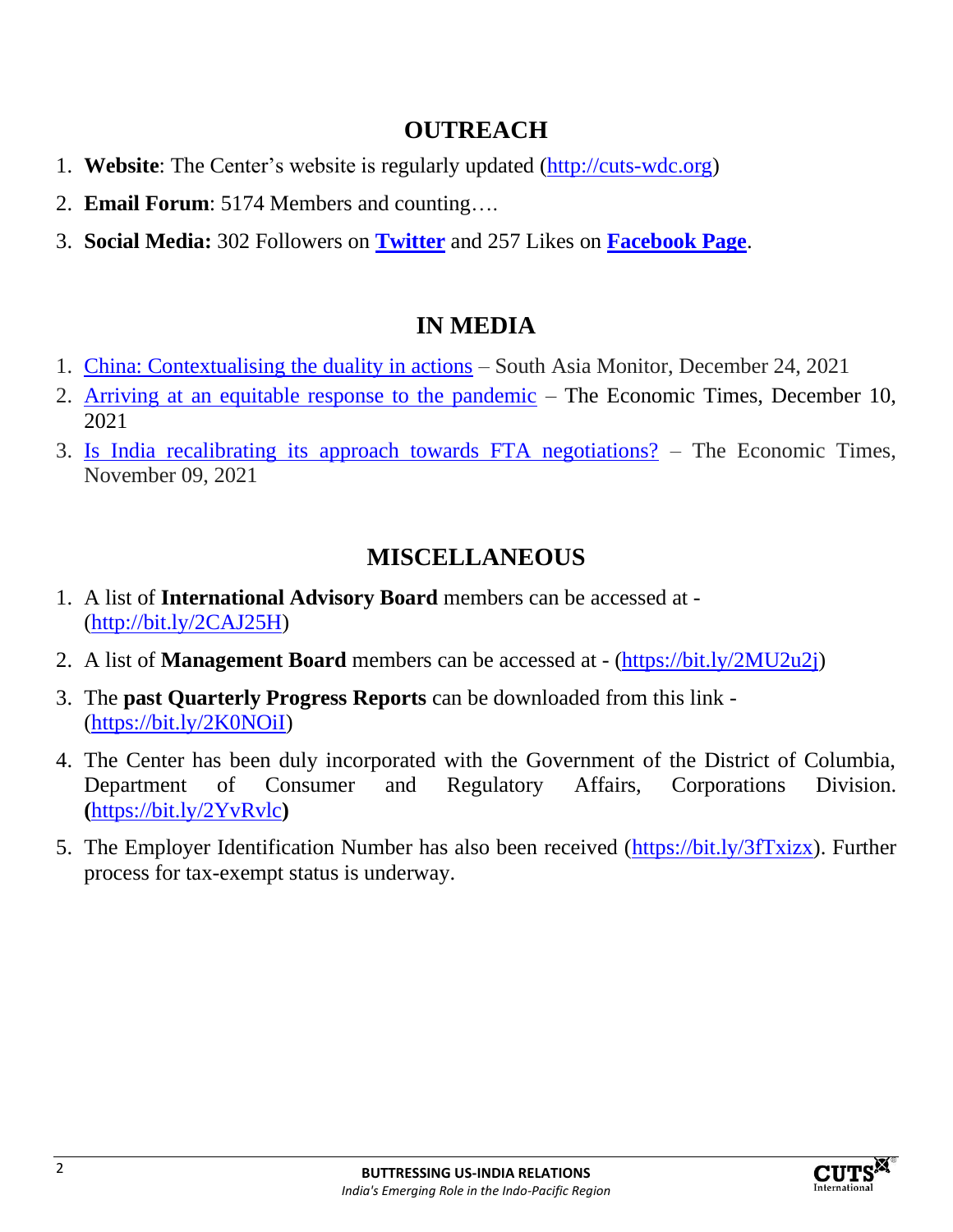## OUTREACH

1. **Website**: The Center's website is regularly updated (http://cuts-wdc.org)
2. **Email Forum**: 5174 Members and counting….
3. **Social Media:** 302 Followers on **Twitter** and 257 Likes on **Facebook Page**.

## IN MEDIA

1. China: Contextualising the duality in actions – South Asia Monitor, December 24, 2021
2. Arriving at an equitable response to the pandemic – The Economic Times, December 10, 2021
3. Is India recalibrating its approach towards FTA negotiations? – The Economic Times, November 09, 2021

## MISCELLANEOUS

1. A list of **International Advisory Board** members can be accessed at - (http://bit.ly/2CAJ25H)
2. A list of **Management Board** members can be accessed at - (https://bit.ly/2MU2u2j)
3. The **past Quarterly Progress Reports** can be downloaded from this link - (https://bit.ly/2K0NOiI)
4. The Center has been duly incorporated with the Government of the District of Columbia, Department of Consumer and Regulatory Affairs, Corporations Division. **(**https://bit.ly/2YvRvlc**)**
5. The Employer Identification Number has also been received (https://bit.ly/3fTxizx). Further process for tax-exempt status is underway.